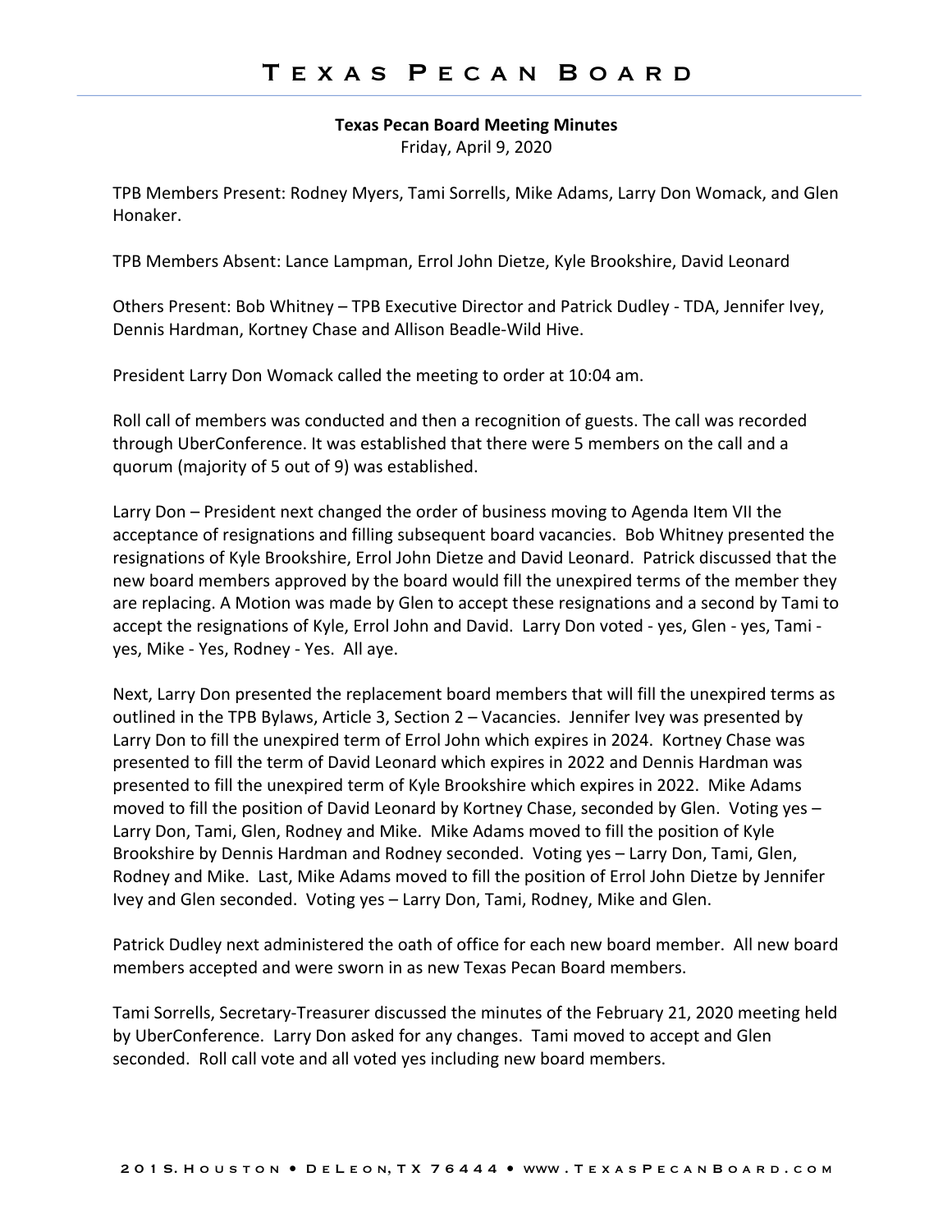# Texas Pecan Board

**Texas Pecan Board Meeting Minutes**
Friday, April 9, 2020

TPB Members Present: Rodney Myers, Tami Sorrells, Mike Adams, Larry Don Womack, and Glen Honaker.

TPB Members Absent: Lance Lampman, Errol John Dietze, Kyle Brookshire, David Leonard

Others Present: Bob Whitney – TPB Executive Director and Patrick Dudley - TDA, Jennifer Ivey, Dennis Hardman, Kortney Chase and Allison Beadle-Wild Hive.

President Larry Don Womack called the meeting to order at 10:04 am.

Roll call of members was conducted and then a recognition of guests. The call was recorded through UberConference. It was established that there were 5 members on the call and a quorum (majority of 5 out of 9) was established.

Larry Don – President next changed the order of business moving to Agenda Item VII the acceptance of resignations and filling subsequent board vacancies. Bob Whitney presented the resignations of Kyle Brookshire, Errol John Dietze and David Leonard. Patrick discussed that the new board members approved by the board would fill the unexpired terms of the member they are replacing. A Motion was made by Glen to accept these resignations and a second by Tami to accept the resignations of Kyle, Errol John and David. Larry Don voted - yes, Glen - yes, Tami - yes, Mike - Yes, Rodney - Yes. All aye.

Next, Larry Don presented the replacement board members that will fill the unexpired terms as outlined in the TPB Bylaws, Article 3, Section 2 – Vacancies. Jennifer Ivey was presented by Larry Don to fill the unexpired term of Errol John which expires in 2024. Kortney Chase was presented to fill the term of David Leonard which expires in 2022 and Dennis Hardman was presented to fill the unexpired term of Kyle Brookshire which expires in 2022. Mike Adams moved to fill the position of David Leonard by Kortney Chase, seconded by Glen. Voting yes – Larry Don, Tami, Glen, Rodney and Mike. Mike Adams moved to fill the position of Kyle Brookshire by Dennis Hardman and Rodney seconded. Voting yes – Larry Don, Tami, Glen, Rodney and Mike. Last, Mike Adams moved to fill the position of Errol John Dietze by Jennifer Ivey and Glen seconded. Voting yes – Larry Don, Tami, Rodney, Mike and Glen.

Patrick Dudley next administered the oath of office for each new board member. All new board members accepted and were sworn in as new Texas Pecan Board members.

Tami Sorrells, Secretary-Treasurer discussed the minutes of the February 21, 2020 meeting held by UberConference. Larry Don asked for any changes. Tami moved to accept and Glen seconded. Roll call vote and all voted yes including new board members.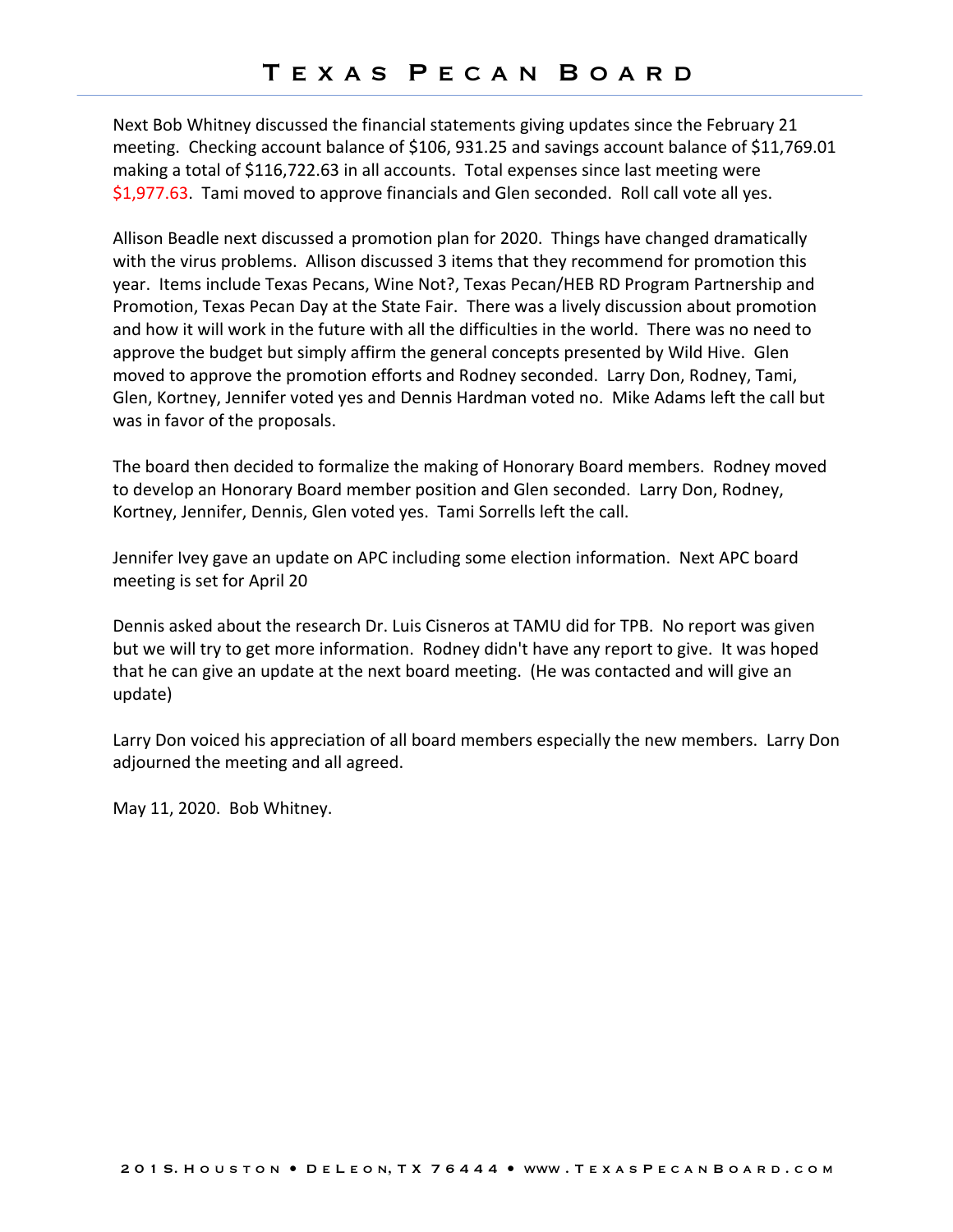Next Bob Whitney discussed the financial statements giving updates since the February 21 meeting. Checking account balance of $106, 931.25 and savings account balance of $11,769.01 making a total of $116,722.63 in all accounts. Total expenses since last meeting were $1,977.63. Tami moved to approve financials and Glen seconded. Roll call vote all yes.

Allison Beadle next discussed a promotion plan for 2020. Things have changed dramatically with the virus problems. Allison discussed 3 items that they recommend for promotion this year. Items include Texas Pecans, Wine Not?, Texas Pecan/HEB RD Program Partnership and Promotion, Texas Pecan Day at the State Fair. There was a lively discussion about promotion and how it will work in the future with all the difficulties in the world. There was no need to approve the budget but simply affirm the general concepts presented by Wild Hive. Glen moved to approve the promotion efforts and Rodney seconded. Larry Don, Rodney, Tami, Glen, Kortney, Jennifer voted yes and Dennis Hardman voted no. Mike Adams left the call but was in favor of the proposals.

The board then decided to formalize the making of Honorary Board members. Rodney moved to develop an Honorary Board member position and Glen seconded. Larry Don, Rodney, Kortney, Jennifer, Dennis, Glen voted yes. Tami Sorrells left the call.

Jennifer Ivey gave an update on APC including some election information. Next APC board meeting is set for April 20

Dennis asked about the research Dr. Luis Cisneros at TAMU did for TPB. No report was given but we will try to get more information. Rodney didn't have any report to give. It was hoped that he can give an update at the next board meeting. (He was contacted and will give an update)

Larry Don voiced his appreciation of all board members especially the new members. Larry Don adjourned the meeting and all agreed.

May 11, 2020. Bob Whitney.